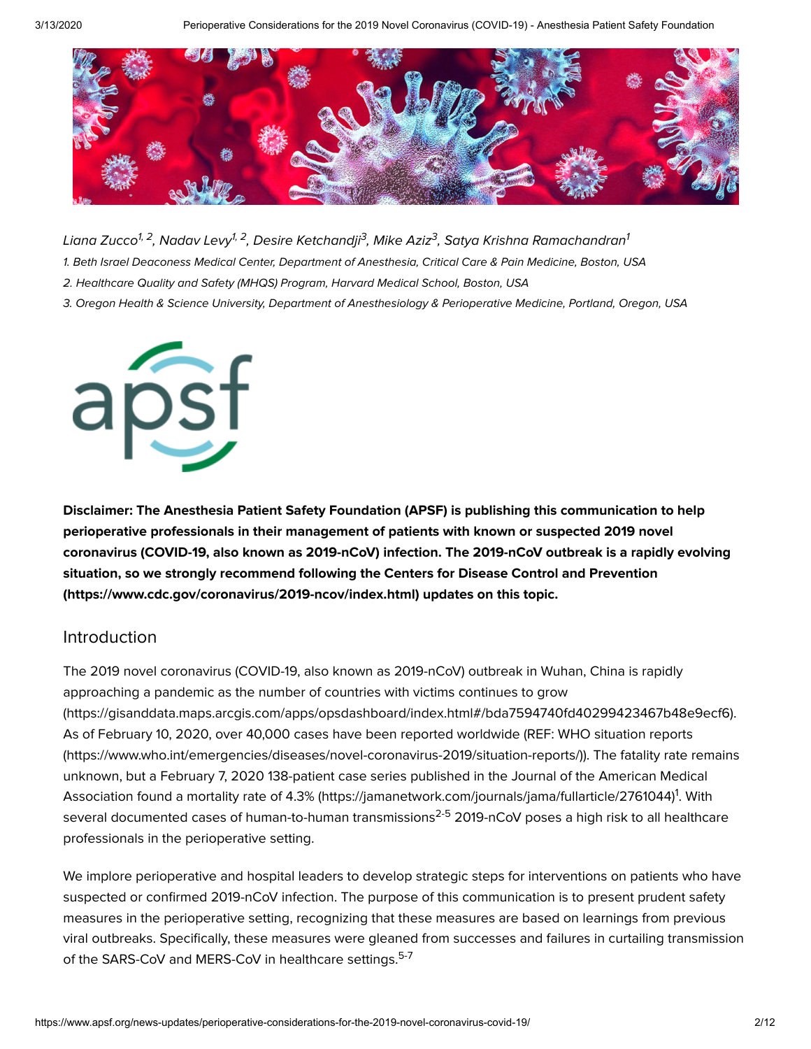*Liana Zucco[1, 2], Nadav Levy[1, 2], Desire Ketchandji[3], Mike Aziz[3], Satya Krishna Ramachandran[1]*

*1. Beth Israel Deaconess Medical Center, Department of Anesthesia, Critical Care & Pain Medicine, Boston, USA*

*2. Healthcare Quality and Safety (MHQS) Program, Harvard Medical School, Boston, USA*

*3. Oregon Health & Science University, Department of Anesthesiology & Perioperative Medicine, Portland, Oregon, USA*

**Disclaimer: The Anesthesia Patient Safety Foundation (APSF) is publishing this communication to help perioperative professionals in their management of patients with known or suspected 2019 novel coronavirus (COVID-19, also known as 2019-nCoV) infection. The 2019-nCoV outbreak is a rapidly evolving situation, so we strongly recommend following the Centers for Disease Control and Prevention (https://www.cdc.gov/coronavirus/2019-ncov/index.html) updates on this topic.**

## Introduction

The 2019 novel coronavirus (COVID-19, also known as 2019-nCoV) outbreak in Wuhan, China is rapidly approaching a pandemic as the number of countries with victims continues to grow (https://gisanddata.maps.arcgis.com/apps/opsdashboard/index.html#/bda7594740fd40299423467b48e9ecf6). As of February 10, 2020, over 40,000 cases have been reported worldwide (REF: WHO situation reports (https://www.who.int/emergencies/diseases/novel-coronavirus-2019/situation-reports/)). The fatality rate remains unknown, but a February 7, 2020 138-patient case series published in the Journal of the American Medical Association found a mortality rate of 4.3% (https://jamanetwork.com/journals/jama/fullarticle/2761044)[1]. With several documented cases of human-to-human transmissions[2-5] 2019-nCoV poses a high risk to all healthcare professionals in the perioperative setting.

We implore perioperative and hospital leaders to develop strategic steps for interventions on patients who have suspected or confirmed 2019-nCoV infection. The purpose of this communication is to present prudent safety measures in the perioperative setting, recognizing that these measures are based on learnings from previous viral outbreaks. Specifically, these measures were gleaned from successes and failures in curtailing transmission of the SARS-CoV and MERS-CoV in healthcare settings.[5-7]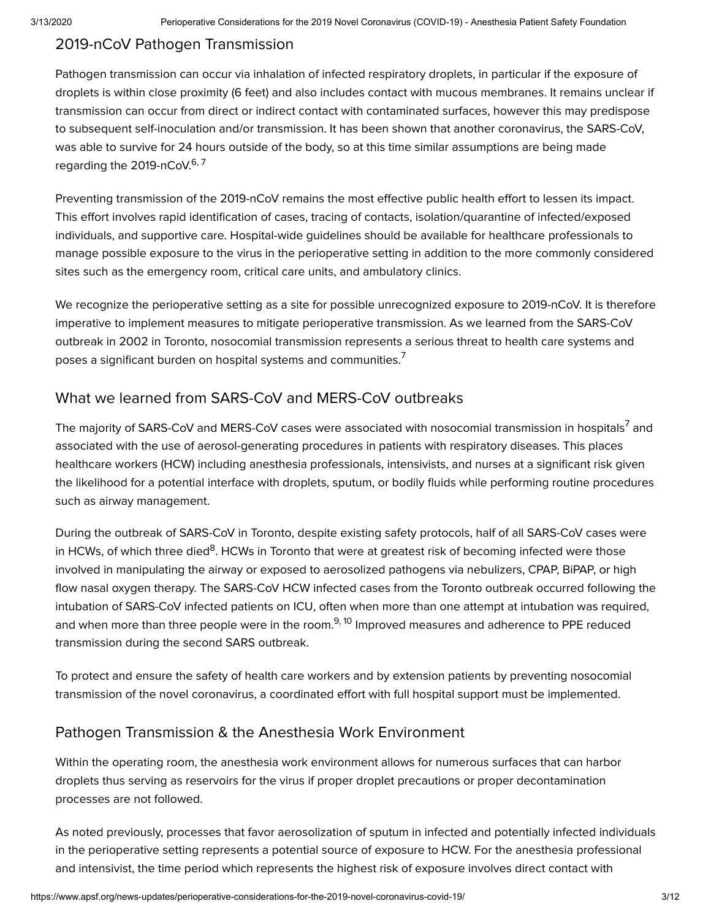## 2019-nCoV Pathogen Transmission

Pathogen transmission can occur via inhalation of infected respiratory droplets, in particular if the exposure of droplets is within close proximity (6 feet) and also includes contact with mucous membranes. It remains unclear if transmission can occur from direct or indirect contact with contaminated surfaces, however this may predispose to subsequent self-inoculation and/or transmission. It has been shown that another coronavirus, the SARS-CoV, was able to survive for 24 hours outside of the body, so at this time similar assumptions are being made regarding the 2019-nCoV.[6, 7]

Preventing transmission of the 2019-nCoV remains the most effective public health effort to lessen its impact. This effort involves rapid identification of cases, tracing of contacts, isolation/quarantine of infected/exposed individuals, and supportive care. Hospital-wide guidelines should be available for healthcare professionals to manage possible exposure to the virus in the perioperative setting in addition to the more commonly considered sites such as the emergency room, critical care units, and ambulatory clinics.

We recognize the perioperative setting as a site for possible unrecognized exposure to 2019-nCoV. It is therefore imperative to implement measures to mitigate perioperative transmission. As we learned from the SARS-CoV outbreak in 2002 in Toronto, nosocomial transmission represents a serious threat to health care systems and poses a significant burden on hospital systems and communities.[7]

## What we learned from SARS-CoV and MERS-CoV outbreaks

The majority of SARS-CoV and MERS-CoV cases were associated with nosocomial transmission in hospitals[7] and associated with the use of aerosol-generating procedures in patients with respiratory diseases. This places healthcare workers (HCW) including anesthesia professionals, intensivists, and nurses at a significant risk given the likelihood for a potential interface with droplets, sputum, or bodily fluids while performing routine procedures such as airway management.

During the outbreak of SARS-CoV in Toronto, despite existing safety protocols, half of all SARS-CoV cases were in HCWs, of which three died[8]. HCWs in Toronto that were at greatest risk of becoming infected were those involved in manipulating the airway or exposed to aerosolized pathogens via nebulizers, CPAP, BiPAP, or high flow nasal oxygen therapy. The SARS-CoV HCW infected cases from the Toronto outbreak occurred following the intubation of SARS-CoV infected patients on ICU, often when more than one attempt at intubation was required, and when more than three people were in the room.[9, 10] Improved measures and adherence to PPE reduced transmission during the second SARS outbreak.

To protect and ensure the safety of health care workers and by extension patients by preventing nosocomial transmission of the novel coronavirus, a coordinated effort with full hospital support must be implemented.

## Pathogen Transmission & the Anesthesia Work Environment

Within the operating room, the anesthesia work environment allows for numerous surfaces that can harbor droplets thus serving as reservoirs for the virus if proper droplet precautions or proper decontamination processes are not followed.

As noted previously, processes that favor aerosolization of sputum in infected and potentially infected individuals in the perioperative setting represents a potential source of exposure to HCW. For the anesthesia professional and intensivist, the time period which represents the highest risk of exposure involves direct contact with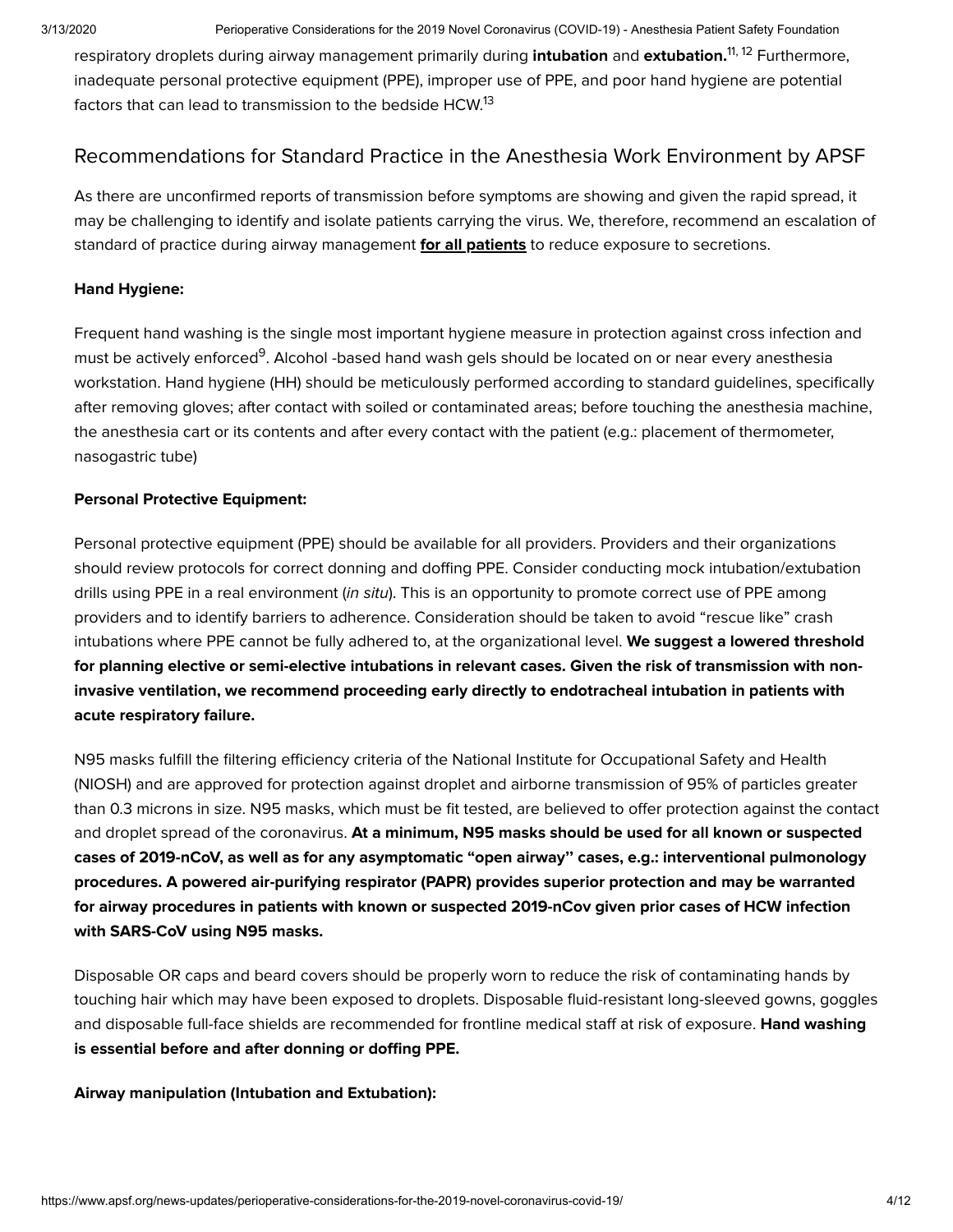respiratory droplets during airway management primarily during **intubation** and **extubation.**[11, 12] Furthermore, inadequate personal protective equipment (PPE), improper use of PPE, and poor hand hygiene are potential factors that can lead to transmission to the bedside HCW.[13]

## Recommendations for Standard Practice in the Anesthesia Work Environment by APSF

As there are unconfirmed reports of transmission before symptoms are showing and given the rapid spread, it may be challenging to identify and isolate patients carrying the virus. We, therefore, recommend an escalation of standard of practice during airway management **for all patients** to reduce exposure to secretions.

**Hand Hygiene:**

Frequent hand washing is the single most important hygiene measure in protection against cross infection and must be actively enforced[9]. Alcohol -based hand wash gels should be located on or near every anesthesia workstation. Hand hygiene (HH) should be meticulously performed according to standard guidelines, specifically after removing gloves; after contact with soiled or contaminated areas; before touching the anesthesia machine, the anesthesia cart or its contents and after every contact with the patient (e.g.: placement of thermometer, nasogastric tube)

**Personal Protective Equipment:**

Personal protective equipment (PPE) should be available for all providers. Providers and their organizations should review protocols for correct donning and doffing PPE. Consider conducting mock intubation/extubation drills using PPE in a real environment (*in situ*). This is an opportunity to promote correct use of PPE among providers and to identify barriers to adherence. Consideration should be taken to avoid "rescue like" crash intubations where PPE cannot be fully adhered to, at the organizational level. **We suggest a lowered threshold for planning elective or semi-elective intubations in relevant cases. Given the risk of transmission with non-invasive ventilation, we recommend proceeding early directly to endotracheal intubation in patients with acute respiratory failure.**

N95 masks fulfill the filtering efficiency criteria of the National Institute for Occupational Safety and Health (NIOSH) and are approved for protection against droplet and airborne transmission of 95% of particles greater than 0.3 microns in size. N95 masks, which must be fit tested, are believed to offer protection against the contact and droplet spread of the coronavirus. **At a minimum, N95 masks should be used for all known or suspected cases of 2019-nCoV, as well as for any asymptomatic "open airway" cases, e.g.: interventional pulmonology procedures. A powered air-purifying respirator (PAPR) provides superior protection and may be warranted for airway procedures in patients with known or suspected 2019-nCov given prior cases of HCW infection with SARS-CoV using N95 masks.**

Disposable OR caps and beard covers should be properly worn to reduce the risk of contaminating hands by touching hair which may have been exposed to droplets. Disposable fluid-resistant long-sleeved gowns, goggles and disposable full-face shields are recommended for frontline medical staff at risk of exposure. **Hand washing is essential before and after donning or doffing PPE.**

**Airway manipulation (Intubation and Extubation):**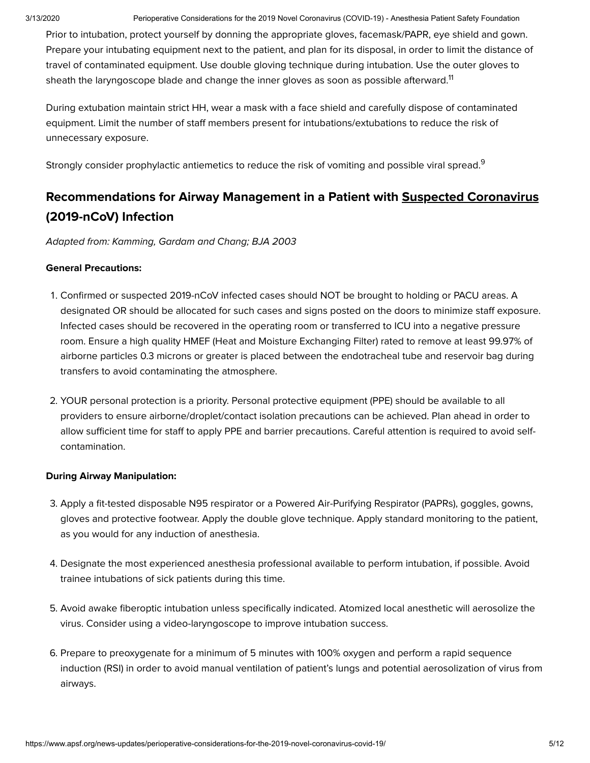Prior to intubation, protect yourself by donning the appropriate gloves, facemask/PAPR, eye shield and gown. Prepare your intubating equipment next to the patient, and plan for its disposal, in order to limit the distance of travel of contaminated equipment. Use double gloving technique during intubation. Use the outer gloves to sheath the laryngoscope blade and change the inner gloves as soon as possible afterward.[11]

During extubation maintain strict HH, wear a mask with a face shield and carefully dispose of contaminated equipment. Limit the number of staff members present for intubations/extubations to reduce the risk of unnecessary exposure.

Strongly consider prophylactic antiemetics to reduce the risk of vomiting and possible viral spread.[9]

## Recommendations for Airway Management in a Patient with Suspected Coronavirus (2019-nCoV) Infection

*Adapted from: Kamming, Gardam and Chang; BJA 2003*

**General Precautions:**

1. Confirmed or suspected 2019-nCoV infected cases should NOT be brought to holding or PACU areas. A designated OR should be allocated for such cases and signs posted on the doors to minimize staff exposure. Infected cases should be recovered in the operating room or transferred to ICU into a negative pressure room. Ensure a high quality HMEF (Heat and Moisture Exchanging Filter) rated to remove at least 99.97% of airborne particles 0.3 microns or greater is placed between the endotracheal tube and reservoir bag during transfers to avoid contaminating the atmosphere.

2. YOUR personal protection is a priority. Personal protective equipment (PPE) should be available to all providers to ensure airborne/droplet/contact isolation precautions can be achieved. Plan ahead in order to allow sufficient time for staff to apply PPE and barrier precautions. Careful attention is required to avoid self-contamination.

**During Airway Manipulation:**

3. Apply a fit-tested disposable N95 respirator or a Powered Air-Purifying Respirator (PAPRs), goggles, gowns, gloves and protective footwear. Apply the double glove technique. Apply standard monitoring to the patient, as you would for any induction of anesthesia.

4. Designate the most experienced anesthesia professional available to perform intubation, if possible. Avoid trainee intubations of sick patients during this time.

5. Avoid awake fiberoptic intubation unless specifically indicated. Atomized local anesthetic will aerosolize the virus. Consider using a video-laryngoscope to improve intubation success.

6. Prepare to preoxygenate for a minimum of 5 minutes with 100% oxygen and perform a rapid sequence induction (RSI) in order to avoid manual ventilation of patient's lungs and potential aerosolization of virus from airways.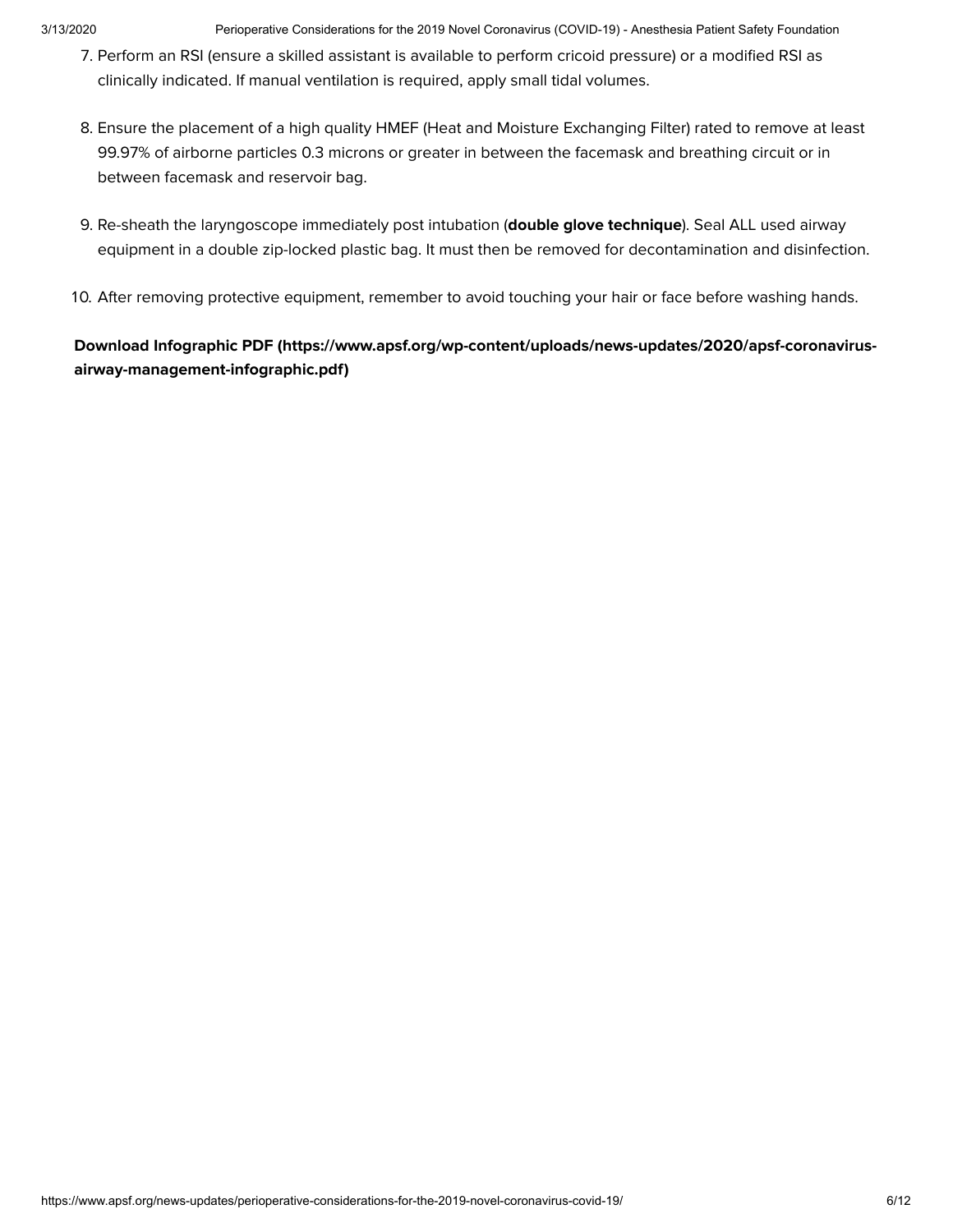7. Perform an RSI (ensure a skilled assistant is available to perform cricoid pressure) or a modified RSI as clinically indicated. If manual ventilation is required, apply small tidal volumes.

8. Ensure the placement of a high quality HMEF (Heat and Moisture Exchanging Filter) rated to remove at least 99.97% of airborne particles 0.3 microns or greater in between the facemask and breathing circuit or in between facemask and reservoir bag.

9. Re-sheath the laryngoscope immediately post intubation (**double glove technique**). Seal ALL used airway equipment in a double zip-locked plastic bag. It must then be removed for decontamination and disinfection.

10. After removing protective equipment, remember to avoid touching your hair or face before washing hands.

**Download Infographic PDF (https://www.apsf.org/wp-content/uploads/news-updates/2020/apsf-coronavirus-airway-management-infographic.pdf)**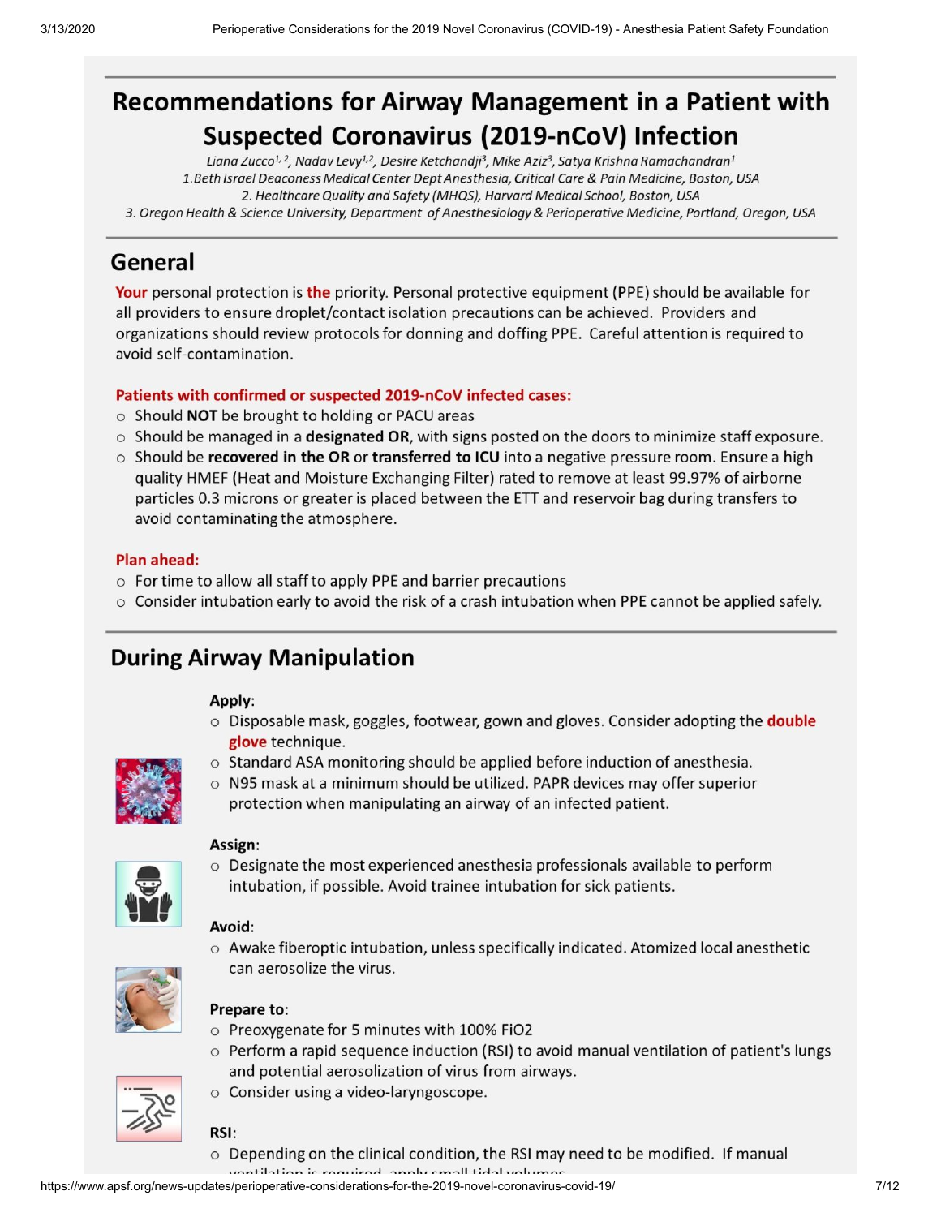# Recommendations for Airway Management in a Patient with Suspected Coronavirus (2019-nCoV) Infection

*Liana Zucco[1,2], Nadav Levy[1,2], Desire Ketchandji[3], Mike Aziz[3], Satya Krishna Ramachandran[1]*

*1. Beth Israel Deaconess Medical Center Dept Anesthesia, Critical Care & Pain Medicine, Boston, USA*

*2. Healthcare Quality and Safety (MHQS), Harvard Medical School, Boston, USA*

*3. Oregon Health & Science University, Department of Anesthesiology & Perioperative Medicine, Portland, Oregon, USA*

## General

**Your** personal protection is **the** priority. Personal protective equipment (PPE) should be available for all providers to ensure droplet/contact isolation precautions can be achieved. Providers and organizations should review protocols for donning and doffing PPE. Careful attention is required to avoid self-contamination.

**Patients with confirmed or suspected 2019-nCoV infected cases:**

- Should **NOT** be brought to holding or PACU areas
- Should be managed in a **designated OR**, with signs posted on the doors to minimize staff exposure.
- Should be **recovered in the OR** or **transferred to ICU** into a negative pressure room. Ensure a high quality HMEF (Heat and Moisture Exchanging Filter) rated to remove at least 99.97% of airborne particles 0.3 microns or greater is placed between the ETT and reservoir bag during transfers to avoid contaminating the atmosphere.

**Plan ahead:**

- For time to allow all staff to apply PPE and barrier precautions
- Consider intubation early to avoid the risk of a crash intubation when PPE cannot be applied safely.

## During Airway Manipulation

**Apply:**

- Disposable mask, goggles, footwear, gown and gloves. Consider adopting the **double glove** technique.
- Standard ASA monitoring should be applied before induction of anesthesia.
- N95 mask at a minimum should be utilized. PAPR devices may offer superior protection when manipulating an airway of an infected patient.

**Assign:**

- Designate the most experienced anesthesia professionals available to perform intubation, if possible. Avoid trainee intubation for sick patients.

**Avoid:**

- Awake fiberoptic intubation, unless specifically indicated. Atomized local anesthetic can aerosolize the virus.

**Prepare to:**

- Preoxygenate for 5 minutes with 100% FiO2
- Perform a rapid sequence induction (RSI) to avoid manual ventilation of patient's lungs and potential aerosolization of virus from airways.
- Consider using a video-laryngoscope.

**RSI:**

- Depending on the clinical condition, the RSI may need to be modified. If manual ventilation is required, apply small tidal volumes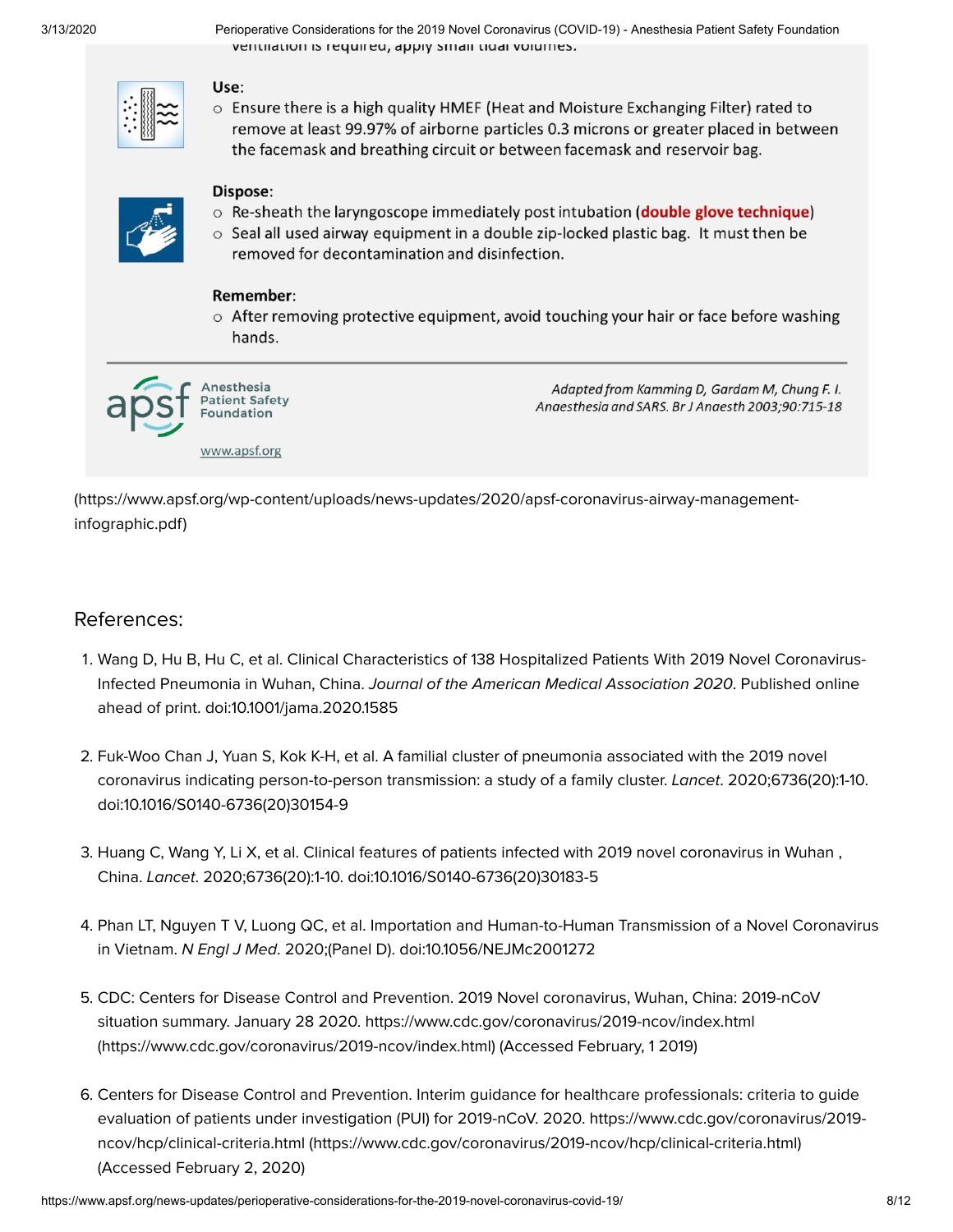ventilation is required, apply small tidal volumes.

**Use**:

- Ensure there is a high quality HMEF (Heat and Moisture Exchanging Filter) rated to remove at least 99.97% of airborne particles 0.3 microns or greater placed in between the facemask and breathing circuit or between facemask and reservoir bag.

**Dispose**:

- Re-sheath the laryngoscope immediately post intubation (**double glove technique**)
- Seal all used airway equipment in a double zip-locked plastic bag. It must then be removed for decontamination and disinfection.

**Remember**:

- After removing protective equipment, avoid touching your hair or face before washing hands.

Anesthesia Patient Safety Foundation

www.apsf.org

*Adapted from Kamming D, Gardam M, Chung F. I. Anaesthesia and SARS. Br J Anaesth 2003;90:715-18*

(https://www.apsf.org/wp-content/uploads/news-updates/2020/apsf-coronavirus-airway-management-infographic.pdf)

## References:

1. Wang D, Hu B, Hu C, et al. Clinical Characteristics of 138 Hospitalized Patients With 2019 Novel Coronavirus-Infected Pneumonia in Wuhan, China. *Journal of the American Medical Association 2020*. Published online ahead of print. doi:10.1001/jama.2020.1585

2. Fuk-Woo Chan J, Yuan S, Kok K-H, et al. A familial cluster of pneumonia associated with the 2019 novel coronavirus indicating person-to-person transmission: a study of a family cluster. *Lancet*. 2020;6736(20):1-10. doi:10.1016/S0140-6736(20)30154-9

3. Huang C, Wang Y, Li X, et al. Clinical features of patients infected with 2019 novel coronavirus in Wuhan , China. *Lancet*. 2020;6736(20):1-10. doi:10.1016/S0140-6736(20)30183-5

4. Phan LT, Nguyen T V, Luong QC, et al. Importation and Human-to-Human Transmission of a Novel Coronavirus in Vietnam. *N Engl J Med*. 2020;(Panel D). doi:10.1056/NEJMc2001272

5. CDC: Centers for Disease Control and Prevention. 2019 Novel coronavirus, Wuhan, China: 2019-nCoV situation summary. January 28 2020. https://www.cdc.gov/coronavirus/2019-ncov/index.html (https://www.cdc.gov/coronavirus/2019-ncov/index.html) (Accessed February, 1 2019)

6. Centers for Disease Control and Prevention. Interim guidance for healthcare professionals: criteria to guide evaluation of patients under investigation (PUI) for 2019-nCoV. 2020. https://www.cdc.gov/coronavirus/2019-ncov/hcp/clinical-criteria.html (https://www.cdc.gov/coronavirus/2019-ncov/hcp/clinical-criteria.html) (Accessed February 2, 2020)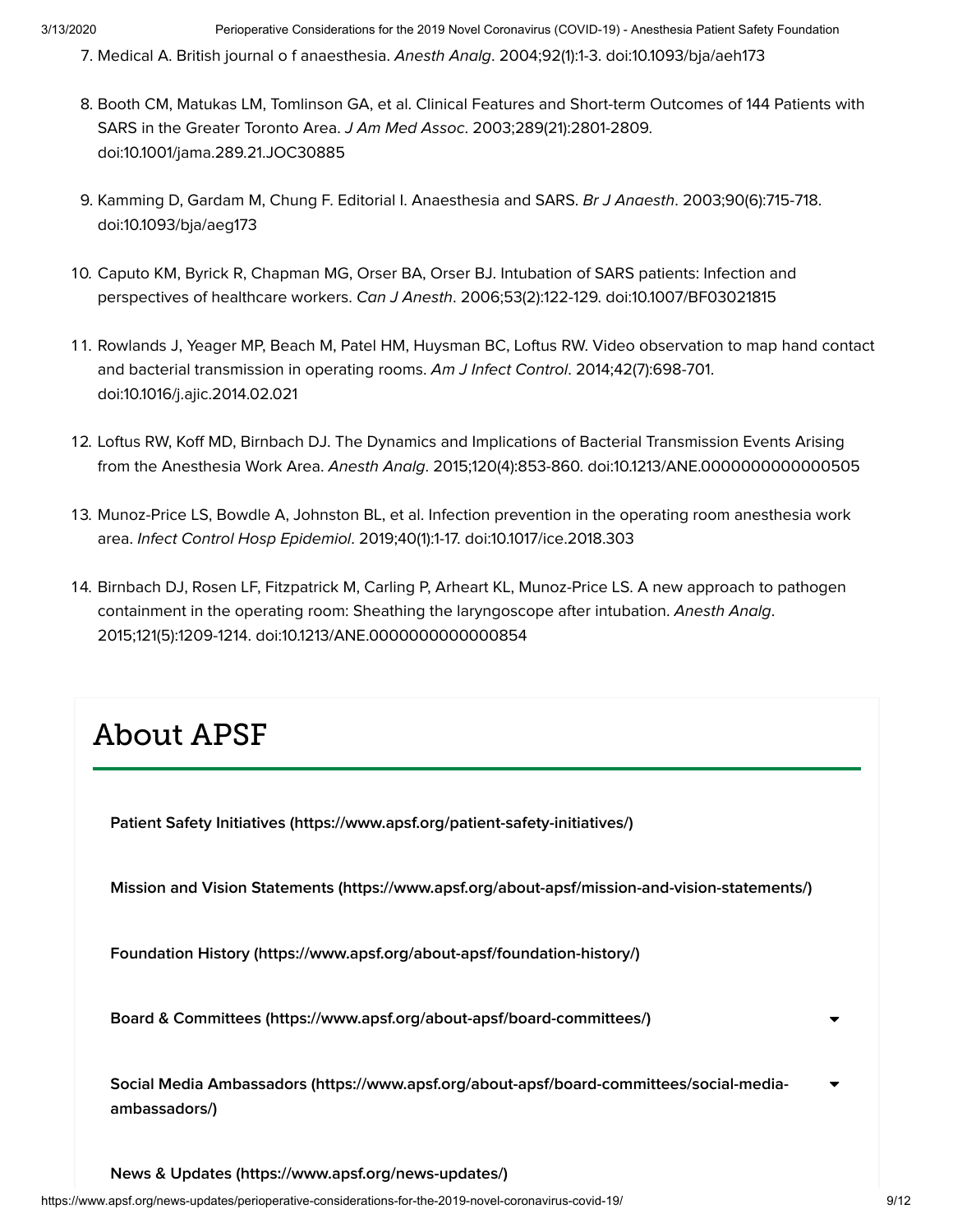7. Medical A. British journal o f anaesthesia. *Anesth Analg*. 2004;92(1):1-3. doi:10.1093/bja/aeh173

8. Booth CM, Matukas LM, Tomlinson GA, et al. Clinical Features and Short-term Outcomes of 144 Patients with SARS in the Greater Toronto Area. *J Am Med Assoc*. 2003;289(21):2801-2809. doi:10.1001/jama.289.21.JOC30885

9. Kamming D, Gardam M, Chung F. Editorial I. Anaesthesia and SARS. *Br J Anaesth*. 2003;90(6):715-718. doi:10.1093/bja/aeg173

10. Caputo KM, Byrick R, Chapman MG, Orser BA, Orser BJ. Intubation of SARS patients: Infection and perspectives of healthcare workers. *Can J Anesth*. 2006;53(2):122-129. doi:10.1007/BF03021815

11. Rowlands J, Yeager MP, Beach M, Patel HM, Huysman BC, Loftus RW. Video observation to map hand contact and bacterial transmission in operating rooms. *Am J Infect Control*. 2014;42(7):698-701. doi:10.1016/j.ajic.2014.02.021

12. Loftus RW, Koff MD, Birnbach DJ. The Dynamics and Implications of Bacterial Transmission Events Arising from the Anesthesia Work Area. *Anesth Analg*. 2015;120(4):853-860. doi:10.1213/ANE.0000000000000505

13. Munoz-Price LS, Bowdle A, Johnston BL, et al. Infection prevention in the operating room anesthesia work area. *Infect Control Hosp Epidemiol*. 2019;40(1):1-17. doi:10.1017/ice.2018.303

14. Birnbach DJ, Rosen LF, Fitzpatrick M, Carling P, Arheart KL, Munoz-Price LS. A new approach to pathogen containment in the operating room: Sheathing the laryngoscope after intubation. *Anesth Analg*. 2015;121(5):1209-1214. doi:10.1213/ANE.0000000000000854

# About APSF

**Patient Safety Initiatives (https://www.apsf.org/patient-safety-initiatives/)**

**Mission and Vision Statements (https://www.apsf.org/about-apsf/mission-and-vision-statements/)**

**Foundation History (https://www.apsf.org/about-apsf/foundation-history/)**

**Board & Committees (https://www.apsf.org/about-apsf/board-committees/)**

**Social Media Ambassadors (https://www.apsf.org/about-apsf/board-committees/social-media-ambassadors/)**

**News & Updates (https://www.apsf.org/news-updates/)**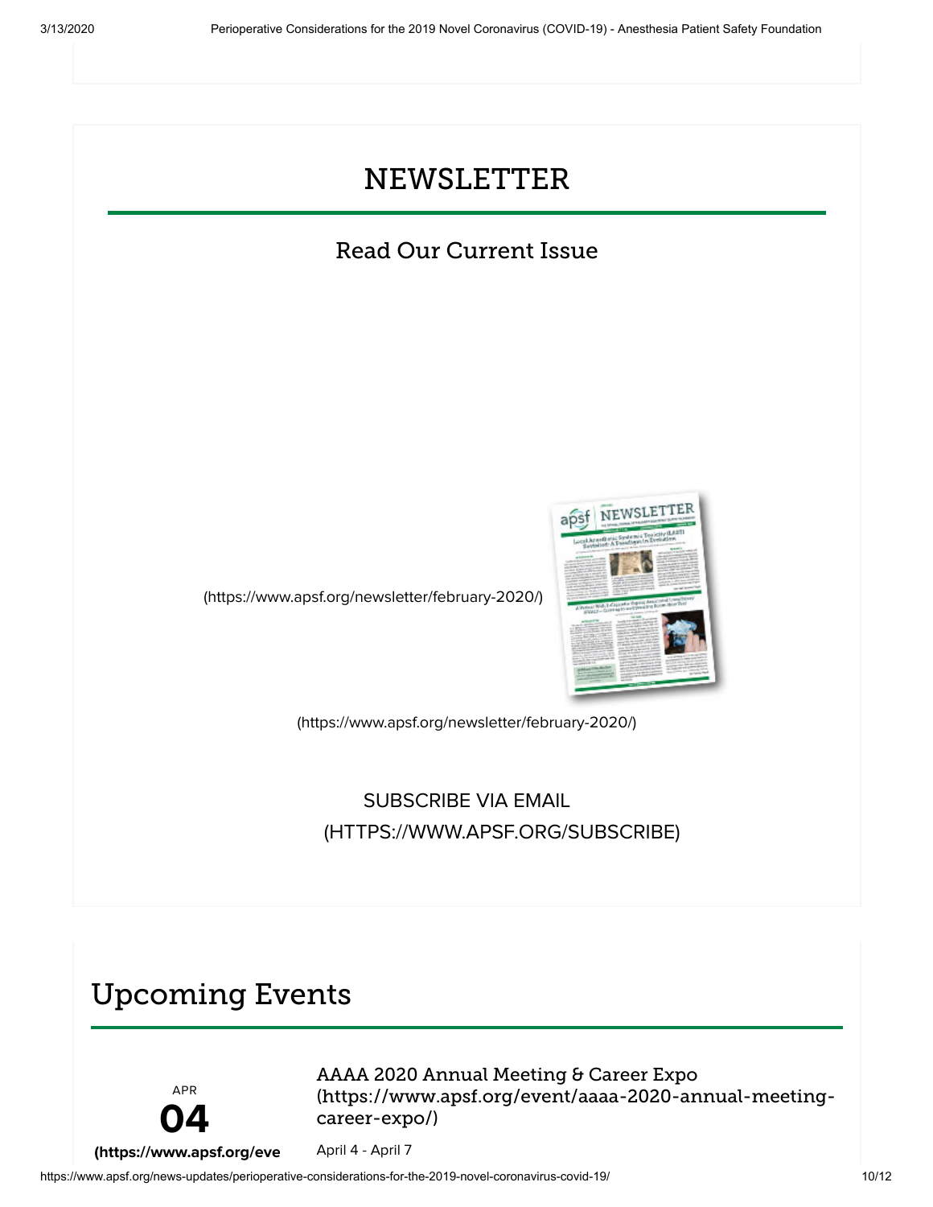# NEWSLETTER

## Read Our Current Issue

(https://www.apsf.org/newsletter/february-2020/)

(https://www.apsf.org/newsletter/february-2020/)

SUBSCRIBE VIA EMAIL (HTTPS://WWW.APSF.ORG/SUBSCRIBE)

# Upcoming Events

APR
**04**
**(https://www.apsf.org/eve**

AAAA 2020 Annual Meeting & Career Expo (https://www.apsf.org/event/aaaa-2020-annual-meeting-career-expo/)

April 4 - April 7